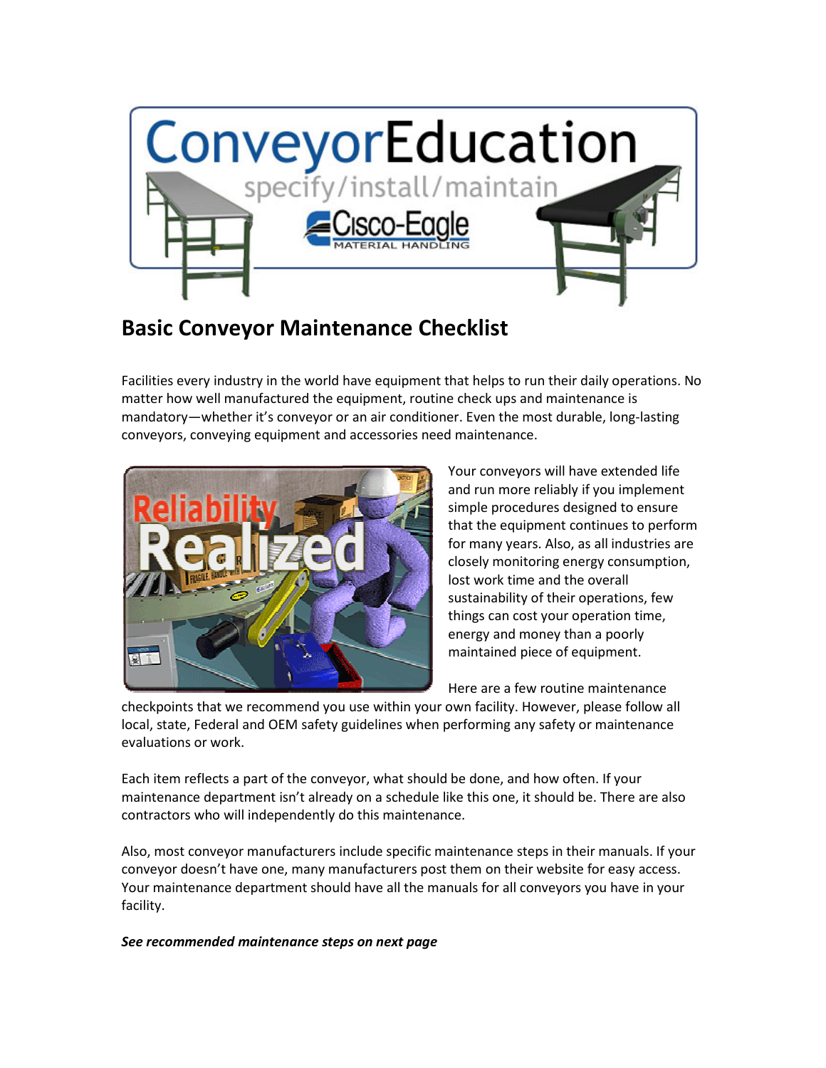# Basic Conveyor Maintenance Checklist

Facilities every industry in the world have equipment that helps to run their daily operations. No matter how well manufactured the equipment, routine check ups and maintenance is mandatory—whether it's conveyor or an air conditioner. Even the most durable, long-lasting conveyors, conveying equipment and accessories need maintenance.

Your conveyors will have extended life and run more reliably if you implement simple procedures designed to ensure that the equipment continues to perform for many years. Also, as all industries are closely monitoring energy consumption, lost work time and the overall sustainability of their operations, few things can cost your operation time, energy and money than a poorly maintained piece of equipment.

Here are a few routine maintenance checkpoints that we recommend you use within your own facility. However, please follow all local, state, Federal and OEM safety guidelines when performing any safety or maintenance evaluations or work.

Each item reflects a part of the conveyor, what should be done, and how often. If your maintenance department isn't already on a schedule like this one, it should be. There are also contractors who will independently do this maintenance.

Also, most conveyor manufacturers include specific maintenance steps in their manuals. If your conveyor doesn't have one, many manufacturers post them on their website for easy access. Your maintenance department should have all the manuals for all conveyors you have in your facility.

***See recommended maintenance steps on next page***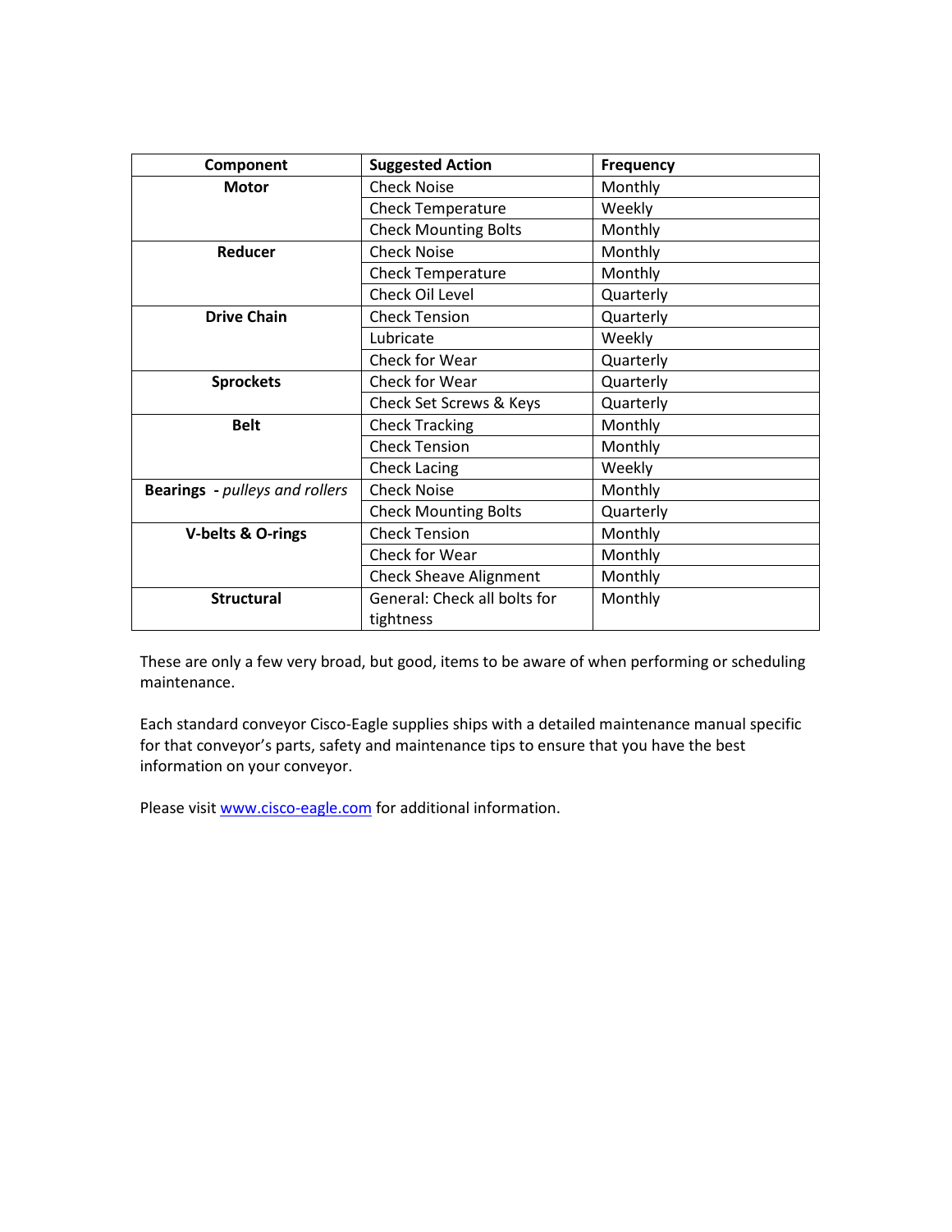| Component | Suggested Action | Frequency |
|---|---|---|
| **Motor** | Check Noise | Monthly |
| | Check Temperature | Weekly |
| | Check Mounting Bolts | Monthly |
| **Reducer** | Check Noise | Monthly |
| | Check Temperature | Monthly |
| | Check Oil Level | Quarterly |
| **Drive Chain** | Check Tension | Quarterly |
| | Lubricate | Weekly |
| | Check for Wear | Quarterly |
| **Sprockets** | Check for Wear | Quarterly |
| | Check Set Screws & Keys | Quarterly |
| **Belt** | Check Tracking | Monthly |
| | Check Tension | Monthly |
| | Check Lacing | Weekly |
| **Bearings -** *pulleys and rollers* | Check Noise | Monthly |
| | Check Mounting Bolts | Quarterly |
| **V-belts & O-rings** | Check Tension | Monthly |
| | Check for Wear | Monthly |
| | Check Sheave Alignment | Monthly |
| **Structural** | General: Check all bolts for tightness | Monthly |

These are only a few very broad, but good, items to be aware of when performing or scheduling maintenance.

Each standard conveyor Cisco-Eagle supplies ships with a detailed maintenance manual specific for that conveyor's parts, safety and maintenance tips to ensure that you have the best information on your conveyor.

Please visit [www.cisco-eagle.com](http://www.cisco-eagle.com) for additional information.